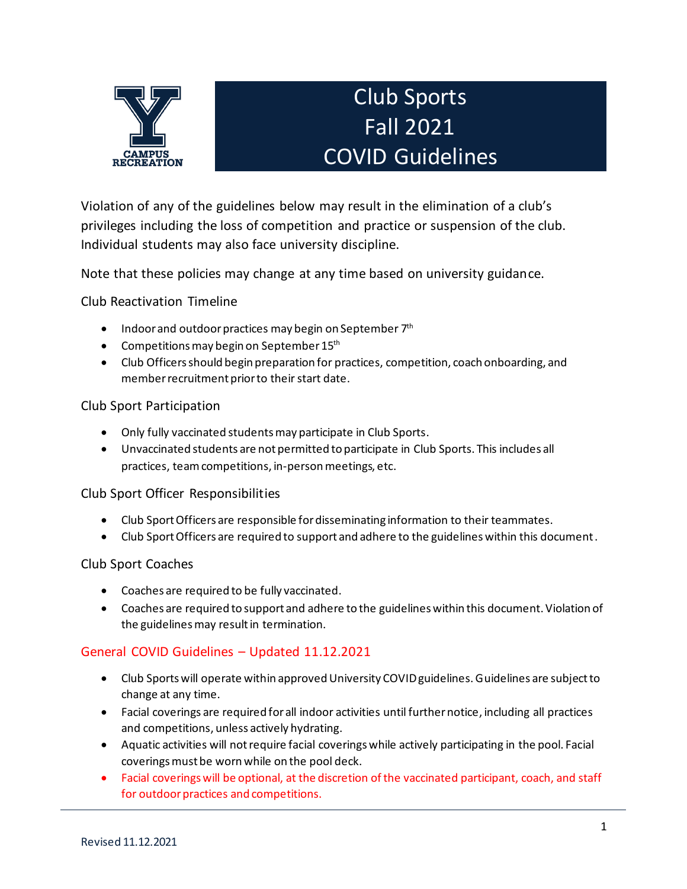CAMPUS RECREATION

# Club Sports Fall 2021 COVID Guidelines

Violation of any of the guidelines below may result in the elimination of a club's privileges including the loss of competition and practice or suspension of the club. Individual students may also face university discipline.

Note that these policies may change at any time based on university guidance.

## Club Reactivation Timeline

- Indoor and outdoor practices may begin on September 7th
- Competitions may begin on September 15th
- Club Officers should begin preparation for practices, competition, coach onboarding, and member recruitment prior to their start date.

## Club Sport Participation

- Only fully vaccinated students may participate in Club Sports.
- Unvaccinated students are not permitted to participate in Club Sports. This includes all practices, team competitions, in-person meetings, etc.

## Club Sport Officer Responsibilities

- Club Sport Officers are responsible for disseminating information to their teammates.
- Club Sport Officers are required to support and adhere to the guidelines within this document.

## Club Sport Coaches

- Coaches are required to be fully vaccinated.
- Coaches are required to support and adhere to the guidelines within this document. Violation of the guidelines may result in termination.

## General COVID Guidelines – Updated 11.12.2021

- Club Sports will operate within approved University COVID guidelines. Guidelines are subject to change at any time.
- Facial coverings are required for all indoor activities until further notice, including all practices and competitions, unless actively hydrating.
- Aquatic activities will not require facial coverings while actively participating in the pool. Facial coverings must be worn while on the pool deck.
- Facial coverings will be optional, at the discretion of the vaccinated participant, coach, and staff for outdoor practices and competitions.

Revised 11.12.2021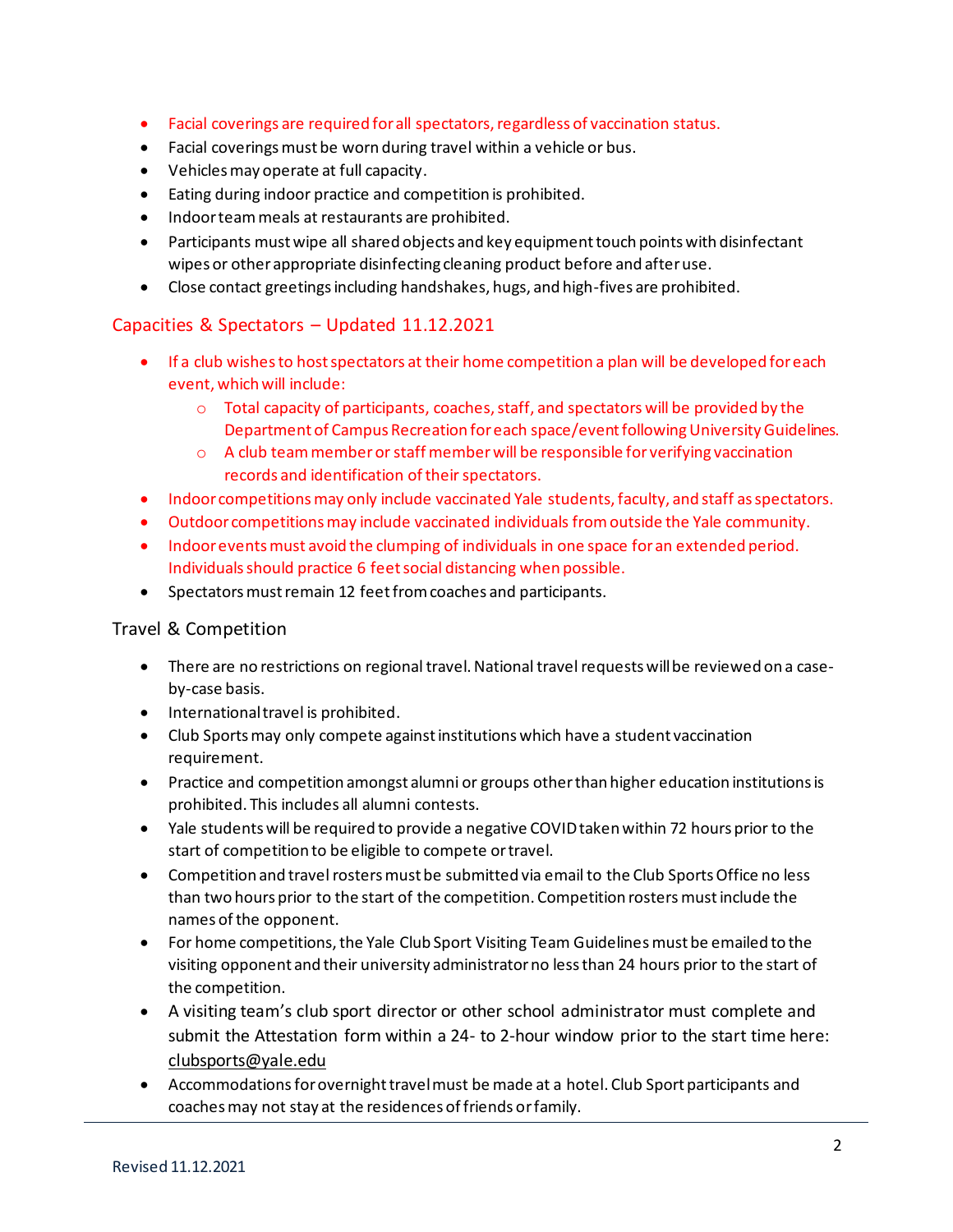- Facial coverings are required for all spectators, regardless of vaccination status.
- Facial coverings must be worn during travel within a vehicle or bus.
- Vehicles may operate at full capacity.
- Eating during indoor practice and competition is prohibited.
- Indoor team meals at restaurants are prohibited.
- Participants must wipe all shared objects and key equipment touch points with disinfectant wipes or other appropriate disinfecting cleaning product before and after use.
- Close contact greetings including handshakes, hugs, and high-fives are prohibited.

## Capacities & Spectators – Updated 11.12.2021

- If a club wishes to host spectators at their home competition a plan will be developed for each event, which will include:
  - Total capacity of participants, coaches, staff, and spectators will be provided by the Department of Campus Recreation for each space/event following University Guidelines.
  - A club team member or staff member will be responsible for verifying vaccination records and identification of their spectators.
- Indoor competitions may only include vaccinated Yale students, faculty, and staff as spectators.
- Outdoor competitions may include vaccinated individuals from outside the Yale community.
- Indoor events must avoid the clumping of individuals in one space for an extended period. Individuals should practice 6 feet social distancing when possible.
- Spectators must remain 12 feet from coaches and participants.

## Travel & Competition

- There are no restrictions on regional travel. National travel requests will be reviewed on a case-by-case basis.
- International travel is prohibited.
- Club Sports may only compete against institutions which have a student vaccination requirement.
- Practice and competition amongst alumni or groups other than higher education institutions is prohibited. This includes all alumni contests.
- Yale students will be required to provide a negative COVID taken within 72 hours prior to the start of competition to be eligible to compete or travel.
- Competition and travel rosters must be submitted via email to the Club Sports Office no less than two hours prior to the start of the competition. Competition rosters must include the names of the opponent.
- For home competitions, the Yale Club Sport Visiting Team Guidelines must be emailed to the visiting opponent and their university administrator no less than 24 hours prior to the start of the competition.
- A visiting team's club sport director or other school administrator must complete and submit the Attestation form within a 24- to 2-hour window prior to the start time here: clubsports@yale.edu
- Accommodations for overnight travel must be made at a hotel. Club Sport participants and coaches may not stay at the residences of friends or family.